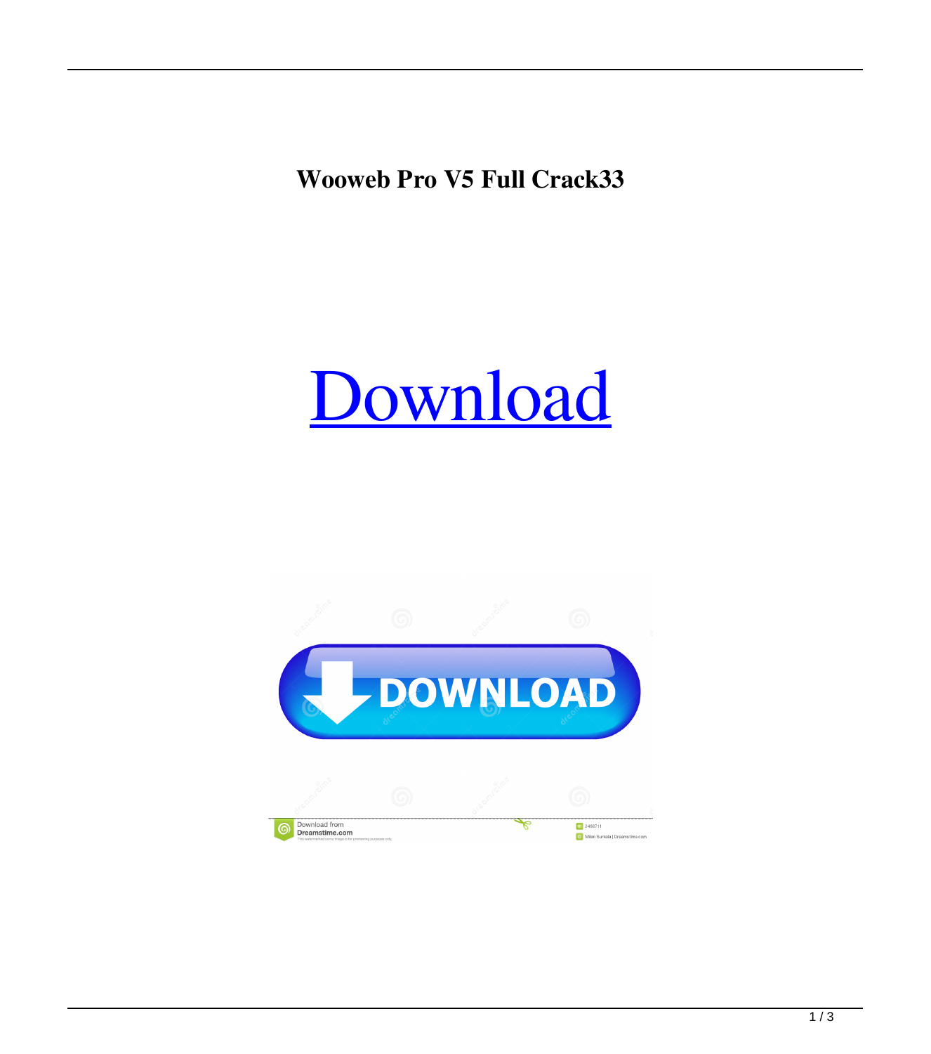**Wooweb Pro V5 Full Crack33**

Download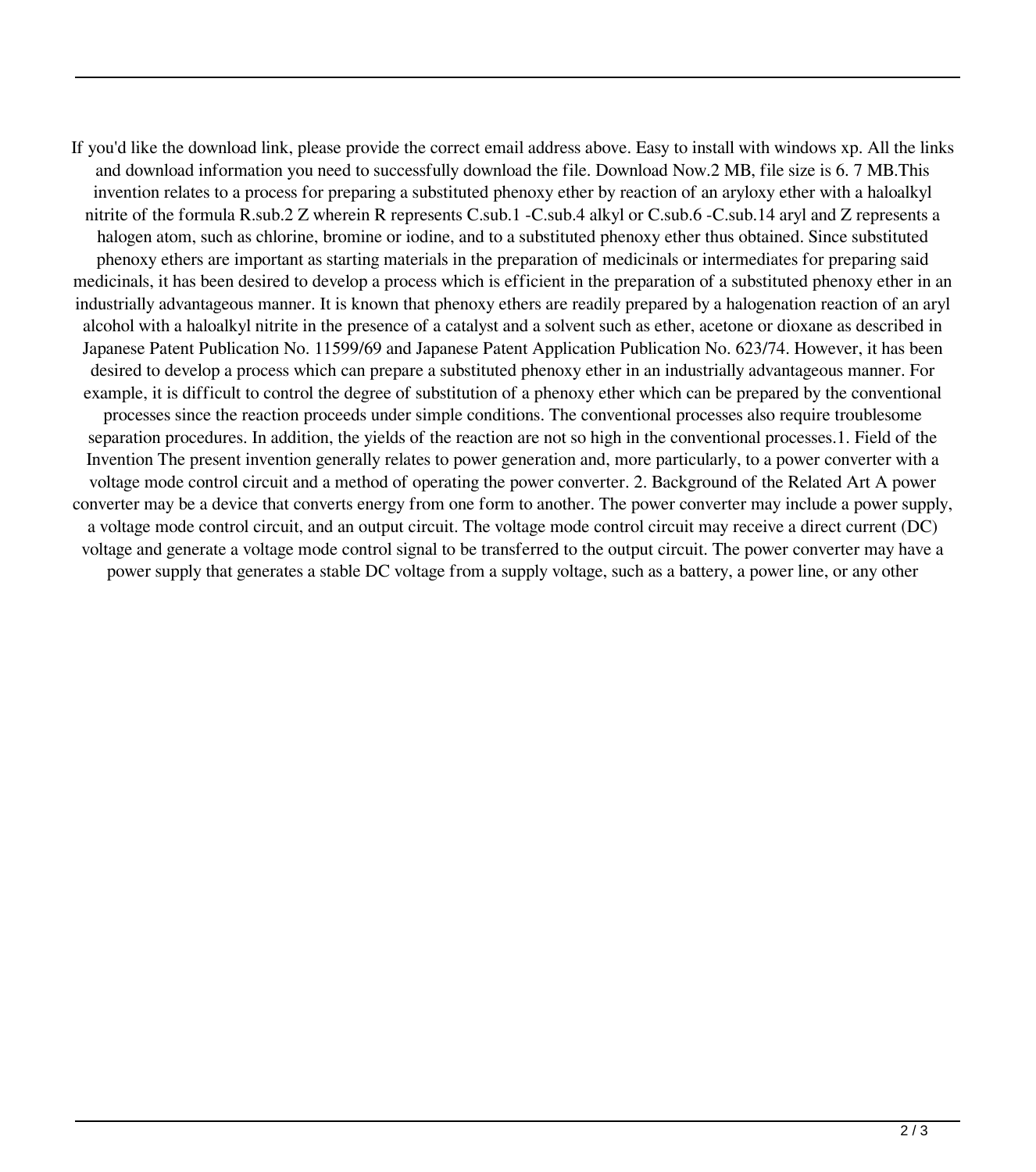If you'd like the download link, please provide the correct email address above. Easy to install with windows xp. All the links and download information you need to successfully download the file. Download Now.2 MB, file size is 6. 7 MB.This invention relates to a process for preparing a substituted phenoxy ether by reaction of an aryloxy ether with a haloalkyl nitrite of the formula R.sub.2 Z wherein R represents C.sub.1 -C.sub.4 alkyl or C.sub.6 -C.sub.14 aryl and Z represents a halogen atom, such as chlorine, bromine or iodine, and to a substituted phenoxy ether thus obtained. Since substituted phenoxy ethers are important as starting materials in the preparation of medicinals or intermediates for preparing said medicinals, it has been desired to develop a process which is efficient in the preparation of a substituted phenoxy ether in an industrially advantageous manner. It is known that phenoxy ethers are readily prepared by a halogenation reaction of an aryl alcohol with a haloalkyl nitrite in the presence of a catalyst and a solvent such as ether, acetone or dioxane as described in Japanese Patent Publication No. 11599/69 and Japanese Patent Application Publication No. 623/74. However, it has been desired to develop a process which can prepare a substituted phenoxy ether in an industrially advantageous manner. For example, it is difficult to control the degree of substitution of a phenoxy ether which can be prepared by the conventional processes since the reaction proceeds under simple conditions. The conventional processes also require troublesome separation procedures. In addition, the yields of the reaction are not so high in the conventional processes.1. Field of the Invention The present invention generally relates to power generation and, more particularly, to a power converter with a voltage mode control circuit and a method of operating the power converter. 2. Background of the Related Art A power converter may be a device that converts energy from one form to another. The power converter may include a power supply, a voltage mode control circuit, and an output circuit. The voltage mode control circuit may receive a direct current (DC) voltage and generate a voltage mode control signal to be transferred to the output circuit. The power converter may have a power supply that generates a stable DC voltage from a supply voltage, such as a battery, a power line, or any other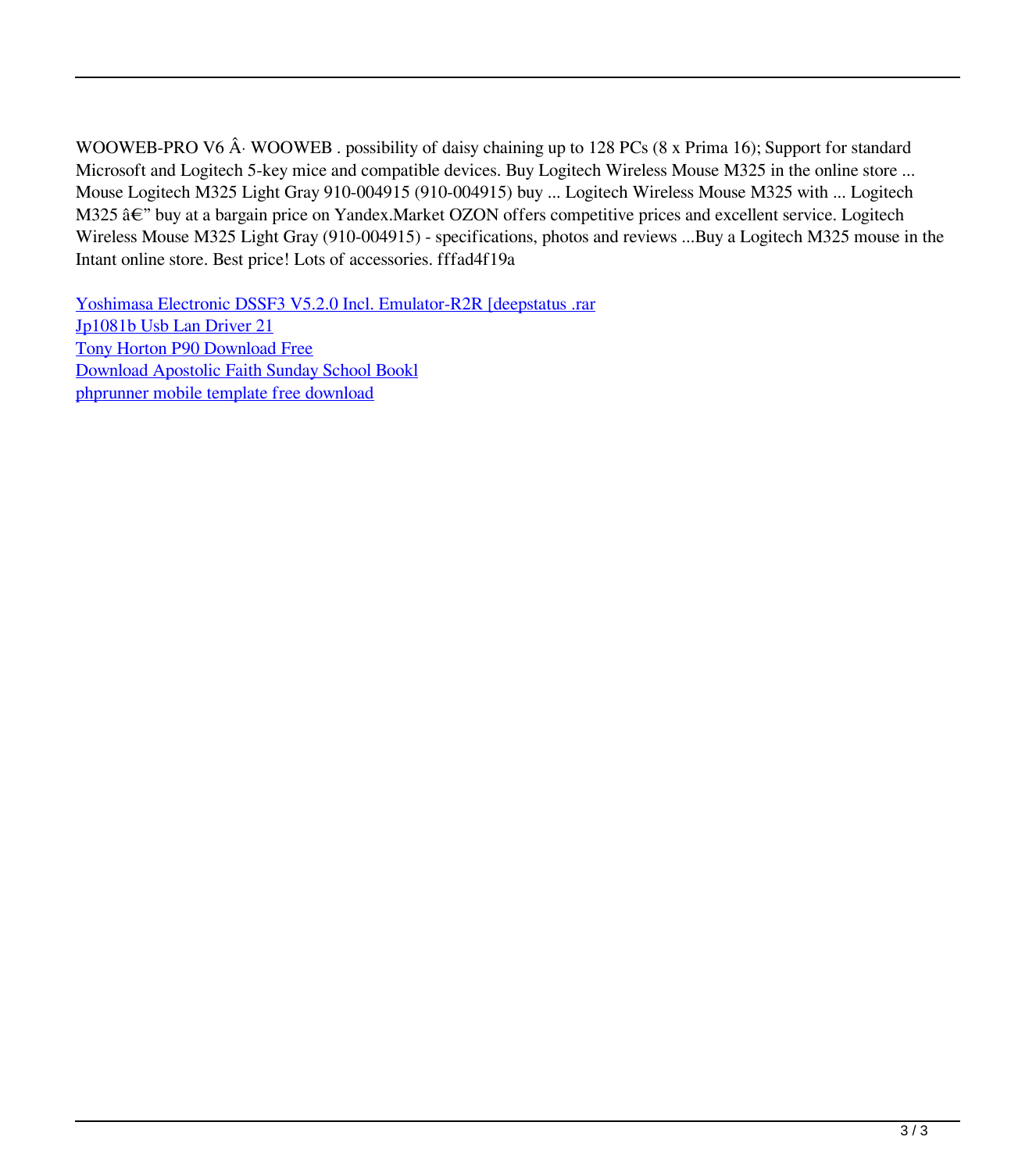WOOWEB-PRO V6 Â· WOOWEB . possibility of daisy chaining up to 128 PCs (8 x Prima 16); Support for standard Microsoft and Logitech 5-key mice and compatible devices. Buy Logitech Wireless Mouse M325 in the online store ... Mouse Logitech M325 Light Gray 910-004915 (910-004915) buy ... Logitech Wireless Mouse M325 with ... Logitech M325 â€" buy at a bargain price on Yandex.Market OZON offers competitive prices and excellent service. Logitech Wireless Mouse M325 Light Gray (910-004915) - specifications, photos and reviews ...Buy a Logitech M325 mouse in the Intant online store. Best price! Lots of accessories. fffad4f19a

Yoshimasa Electronic DSSF3 V5.2.0 Incl. Emulator-R2R [deepstatus .rar
Jp1081b Usb Lan Driver 21
Tony Horton P90 Download Free
Download Apostolic Faith Sunday School Bookl
phprunner mobile template free download